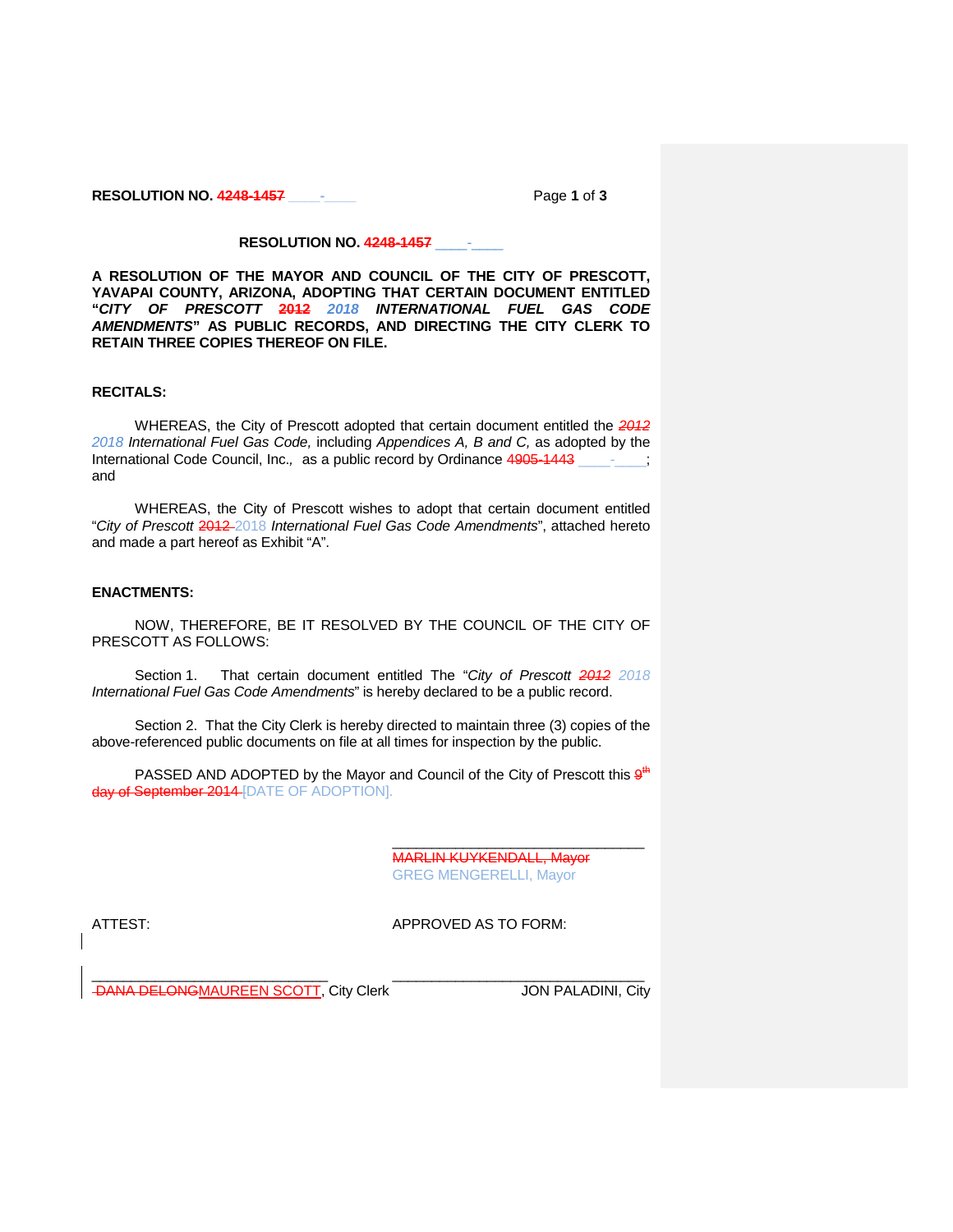**RESOLUTION NO. ~~4248-1457~~ \_\_\_\_-\_\_\_\_**

**A RESOLUTION OF THE MAYOR AND COUNCIL OF THE CITY OF PRESCOTT, YAVAPAI COUNTY, ARIZONA, ADOPTING THAT CERTAIN DOCUMENT ENTITLED "*CITY OF PRESCOTT ~~2012~~ 2018 INTERNATIONAL FUEL GAS CODE AMENDMENTS*" AS PUBLIC RECORDS, AND DIRECTING THE CITY CLERK TO RETAIN THREE COPIES THEREOF ON FILE.**

**RECITALS:**

WHEREAS, the City of Prescott adopted that certain document entitled the *~~2012~~ 2018 International Fuel Gas Code,* including *Appendices A, B and C,* as adopted by the International Code Council, Inc., as a public record by Ordinance ~~4905-1443~~ \_\_\_\_-\_\_\_\_; and

WHEREAS, the City of Prescott wishes to adopt that certain document entitled "*City of Prescott* ~~2012~~ 2018 *International Fuel Gas Code Amendments*", attached hereto and made a part hereof as Exhibit "A".

**ENACTMENTS:**

NOW, THEREFORE, BE IT RESOLVED BY THE COUNCIL OF THE CITY OF PRESCOTT AS FOLLOWS:

Section 1. That certain document entitled The "*City of Prescott ~~2012~~ 2018 International Fuel Gas Code Amendments*" is hereby declared to be a public record.

Section 2. That the City Clerk is hereby directed to maintain three (3) copies of the above-referenced public documents on file at all times for inspection by the public.

PASSED AND ADOPTED by the Mayor and Council of the City of Prescott this ~~9th day of September 2014~~ [DATE OF ADOPTION].

\_\_\_\_\_\_\_\_\_\_\_\_\_\_\_\_\_\_\_\_\_\_\_\_\_\_\_\_\_\_\_\_
~~MARLIN KUYKENDALL, Mayor~~
GREG MENGERELLI, Mayor

ATTEST:

\_\_\_\_\_\_\_\_\_\_\_\_\_\_\_\_\_\_\_\_\_\_\_\_\_\_\_\_\_\_\_\_
~~DANA DELONG~~MAUREEN SCOTT, City Clerk

APPROVED AS TO FORM:

\_\_\_\_\_\_\_\_\_\_\_\_\_\_\_\_\_\_\_\_\_\_\_\_\_\_\_\_\_\_\_\_
JON PALADINI, City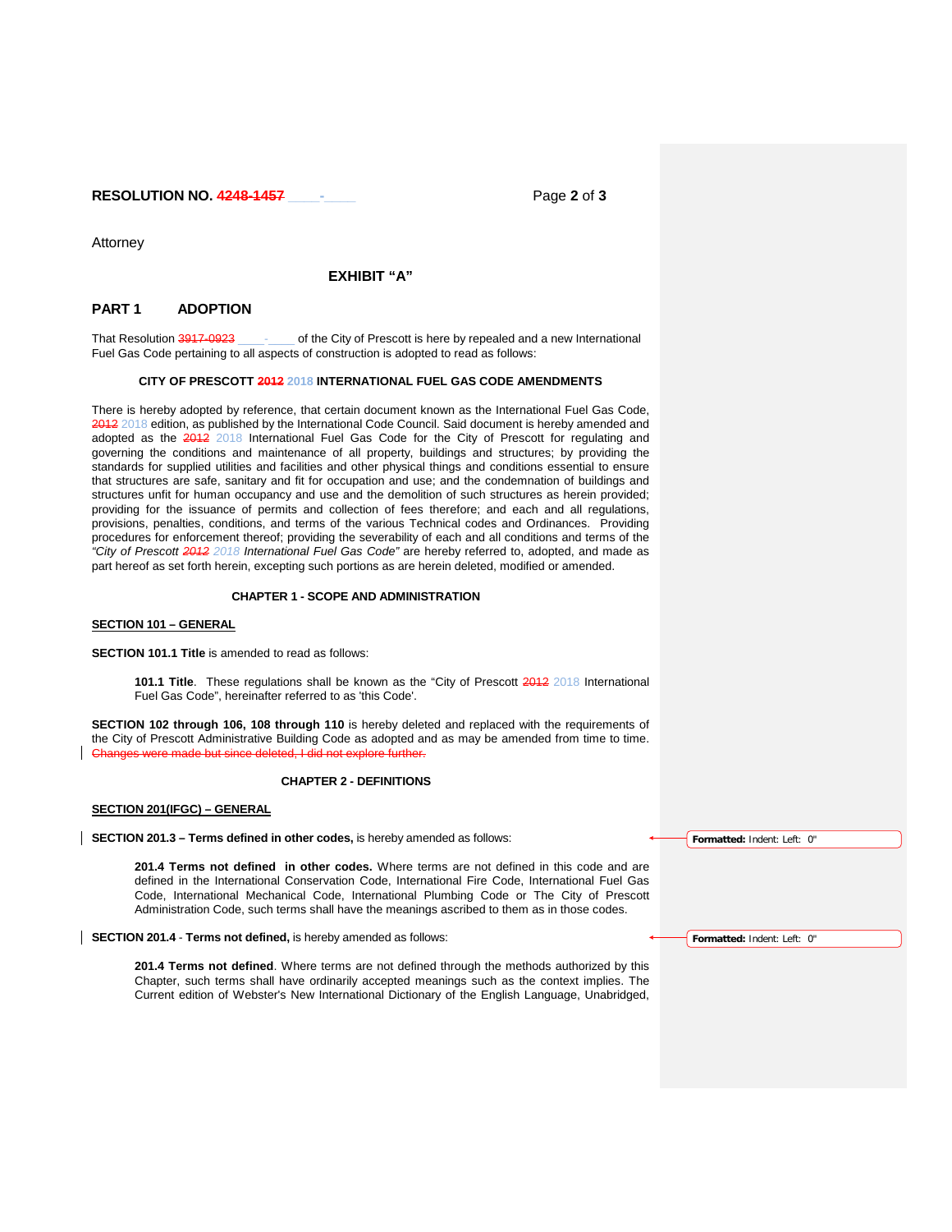Attorney

### EXHIBIT "A"

## PART 1 ADOPTION

That Resolution ~~3917-0923~~ \_\_\_\_-\_\_\_\_ of the City of Prescott is here by repealed and a new International Fuel Gas Code pertaining to all aspects of construction is adopted to read as follows:

### CITY OF PRESCOTT ~~2012~~ 2018 INTERNATIONAL FUEL GAS CODE AMENDMENTS

There is hereby adopted by reference, that certain document known as the International Fuel Gas Code, ~~2012~~ 2018 edition, as published by the International Code Council. Said document is hereby amended and adopted as the ~~2012~~ 2018 International Fuel Gas Code for the City of Prescott for regulating and governing the conditions and maintenance of all property, buildings and structures; by providing the standards for supplied utilities and facilities and other physical things and conditions essential to ensure that structures are safe, sanitary and fit for occupation and use; and the condemnation of buildings and structures unfit for human occupancy and use and the demolition of such structures as herein provided; providing for the issuance of permits and collection of fees therefore; and each and all regulations, provisions, penalties, conditions, and terms of the various Technical codes and Ordinances. Providing procedures for enforcement thereof; providing the severability of each and all conditions and terms of the *"City of Prescott ~~2012~~ 2018 International Fuel Gas Code"* are hereby referred to, adopted, and made as part hereof as set forth herein, excepting such portions as are herein deleted, modified or amended.

### CHAPTER 1 - SCOPE AND ADMINISTRATION

**SECTION 101 – GENERAL**

**SECTION 101.1 Title** is amended to read as follows:

> **101.1 Title**. These regulations shall be known as the "City of Prescott ~~2012~~ 2018 International Fuel Gas Code", hereinafter referred to as 'this Code'.

**SECTION 102 through 106, 108 through 110** is hereby deleted and replaced with the requirements of the City of Prescott Administrative Building Code as adopted and as may be amended from time to time. ~~Changes were made but since deleted, I did not explore further.~~

### CHAPTER 2 - DEFINITIONS

**SECTION 201(IFGC) – GENERAL**

**SECTION 201.3 – Terms defined in other codes,** is hereby amended as follows:

> **201.4 Terms not defined in other codes.** Where terms are not defined in this code and are defined in the International Conservation Code, International Fire Code, International Fuel Gas Code, International Mechanical Code, International Plumbing Code or The City of Prescott Administration Code, such terms shall have the meanings ascribed to them as in those codes.

**SECTION 201.4** - **Terms not defined,** is hereby amended as follows:

> **201.4 Terms not defined**. Where terms are not defined through the methods authorized by this Chapter, such terms shall have ordinarily accepted meanings such as the context implies. The Current edition of Webster's New International Dictionary of the English Language, Unabridged,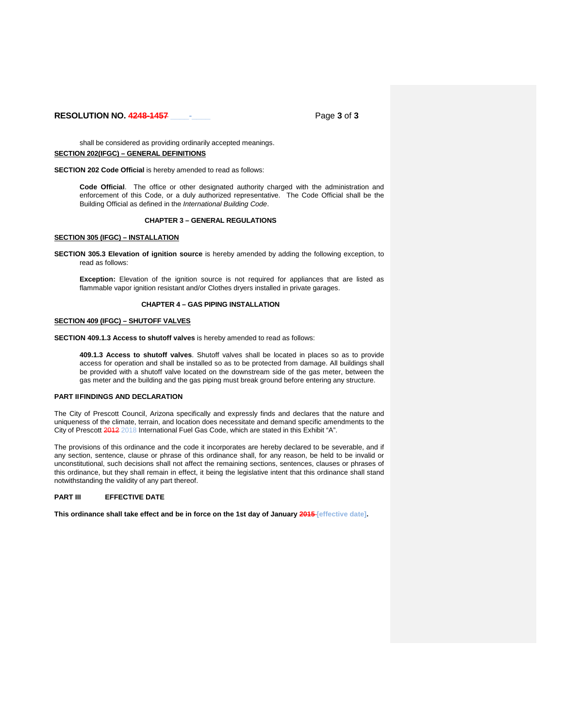shall be considered as providing ordinarily accepted meanings.

**SECTION 202(IFGC) – GENERAL DEFINITIONS**

**SECTION 202 Code Official** is hereby amended to read as follows:

> **Code Official**. The office or other designated authority charged with the administration and enforcement of this Code, or a duly authorized representative. The Code Official shall be the Building Official as defined in the *International Building Code*.

**CHAPTER 3 – GENERAL REGULATIONS**

**SECTION 305 (IFGC) – INSTALLATION**

**SECTION 305.3 Elevation of ignition source** is hereby amended by adding the following exception, to read as follows:

> **Exception:** Elevation of the ignition source is not required for appliances that are listed as flammable vapor ignition resistant and/or Clothes dryers installed in private garages.

**CHAPTER 4 – GAS PIPING INSTALLATION**

**SECTION 409 (IFGC) – SHUTOFF VALVES**

**SECTION 409.1.3 Access to shutoff valves** is hereby amended to read as follows:

> **409.1.3 Access to shutoff valves**. Shutoff valves shall be located in places so as to provide access for operation and shall be installed so as to be protected from damage. All buildings shall be provided with a shutoff valve located on the downstream side of the gas meter, between the gas meter and the building and the gas piping must break ground before entering any structure.

**PART II FINDINGS AND DECLARATION**

The City of Prescott Council, Arizona specifically and expressly finds and declares that the nature and uniqueness of the climate, terrain, and location does necessitate and demand specific amendments to the City of Prescott ~~2012~~ 2018 International Fuel Gas Code, which are stated in this Exhibit "A".

The provisions of this ordinance and the code it incorporates are hereby declared to be severable, and if any section, sentence, clause or phrase of this ordinance shall, for any reason, be held to be invalid or unconstitutional, such decisions shall not affect the remaining sections, sentences, clauses or phrases of this ordinance, but they shall remain in effect, it being the legislative intent that this ordinance shall stand notwithstanding the validity of any part thereof.

**PART III EFFECTIVE DATE**

**This ordinance shall take effect and be in force on the 1st day of January ~~2015~~ [effective date].**